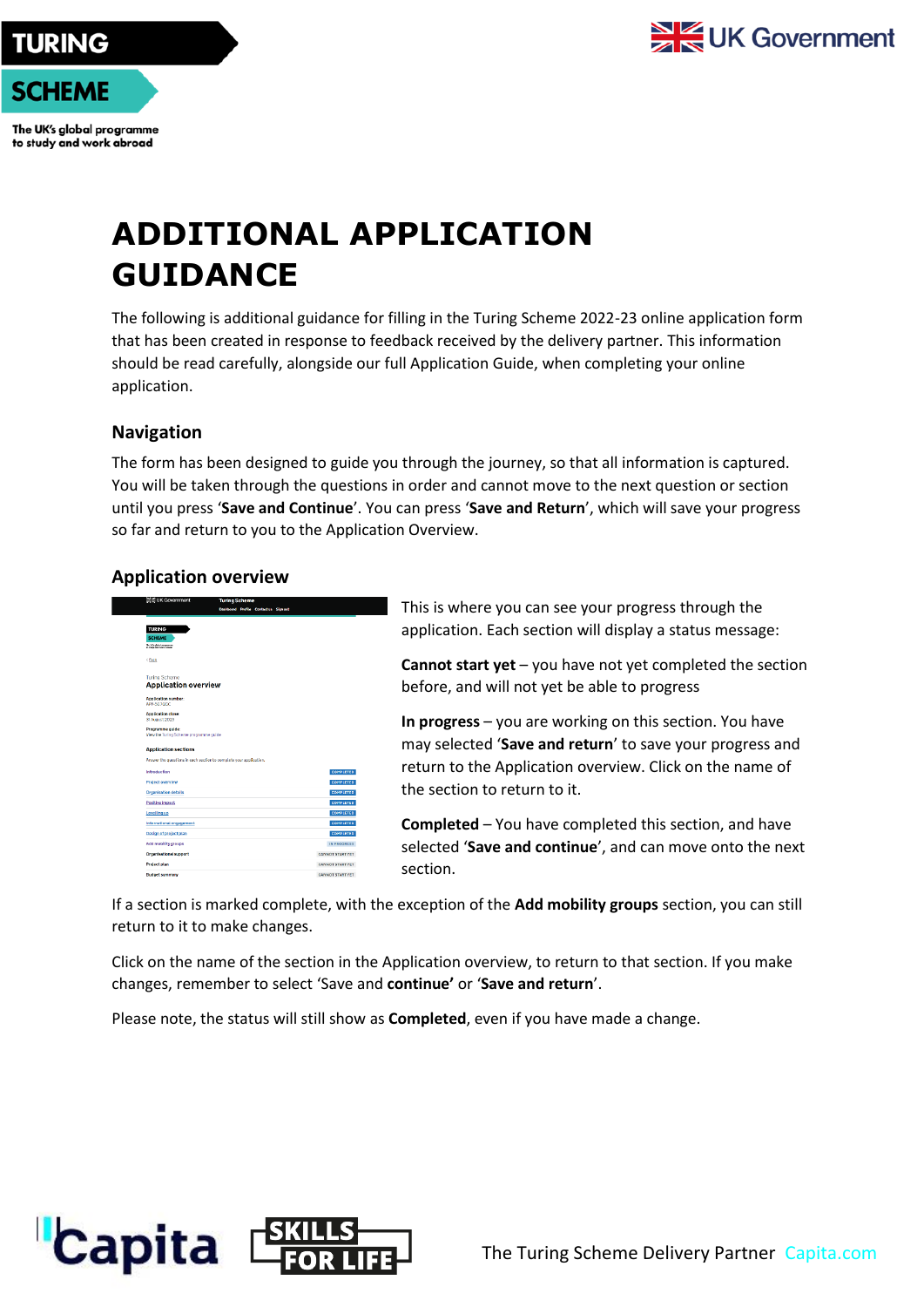# ADDITIONAL APPLICATION GUIDANCE

The following is additional guidance for filling in the Turing Scheme 2022-23 online application form that has been created in response to feedback received by the delivery partner. This information should be read carefully, alongside our full Application Guide, when completing your online application.

## Navigation

The form has been designed to guide you through the journey, so that all information is captured. You will be taken through the questions in order and cannot move to the next question or section until you press '**Save and Continue**'. You can press '**Save and Return**', which will save your progress so far and return to you to the Application Overview.

## Application overview

This is where you can see your progress through the application. Each section will display a status message:

**Cannot start yet** – you have not yet completed the section before, and will not yet be able to progress

**In progress** – you are working on this section. You have may selected '**Save and return**' to save your progress and return to the Application overview. Click on the name of the section to return to it.

**Completed** – You have completed this section, and have selected '**Save and continue**', and can move onto the next section.

If a section is marked complete, with the exception of the **Add mobility groups** section, you can still return to it to make changes.

Click on the name of the section in the Application overview, to return to that section. If you make changes, remember to select 'Save and **continue'** or '**Save and return**'.

Please note, the status will still show as **Completed**, even if you have made a change.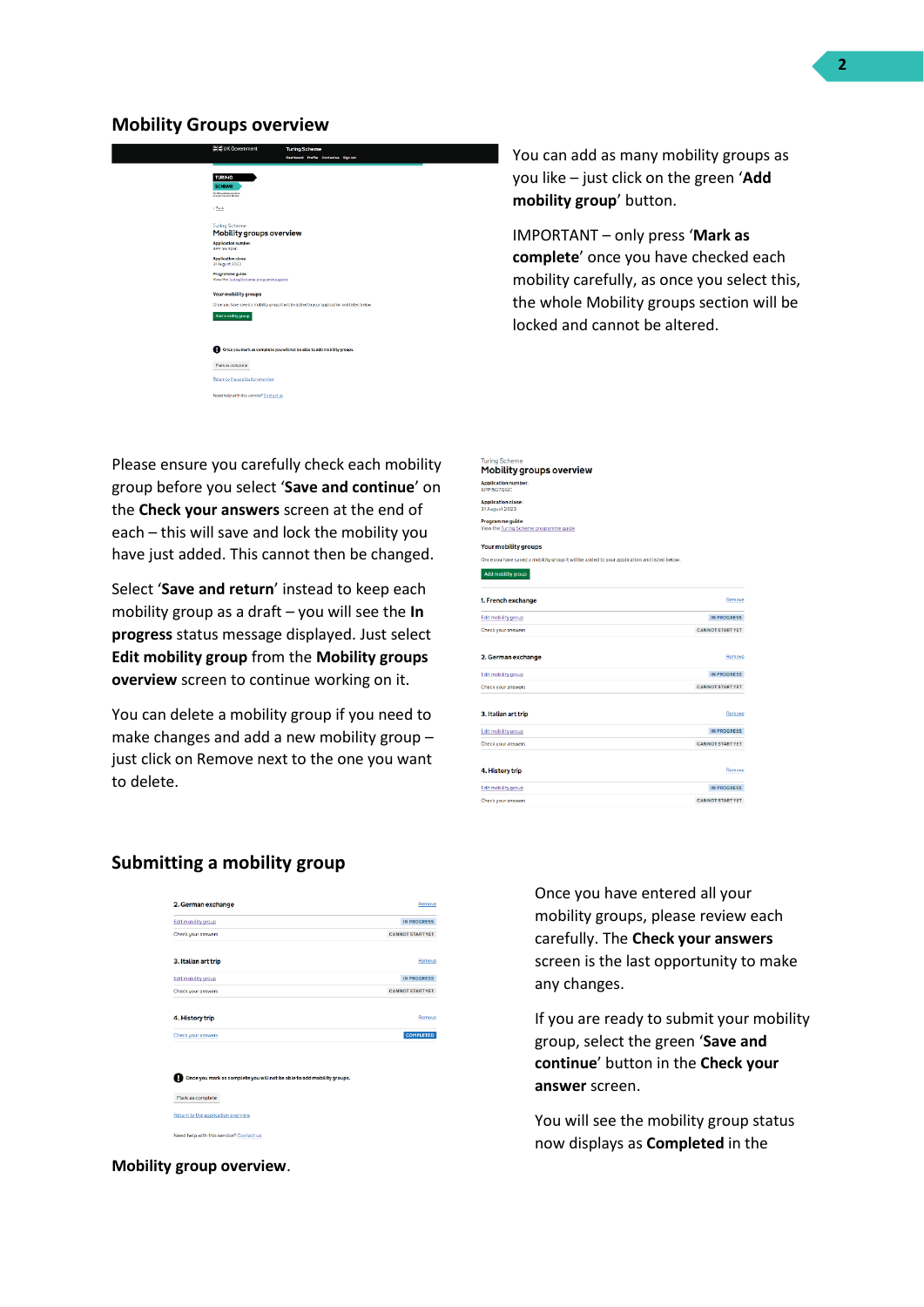## Mobility Groups overview

You can add as many mobility groups as you like – just click on the green ‘**Add mobility group**’ button.

IMPORTANT – only press ‘**Mark as complete**’ once you have checked each mobility carefully, as once you select this, the whole Mobility groups section will be locked and cannot be altered.

Please ensure you carefully check each mobility group before you select ‘**Save and continue**’ on the **Check your answers** screen at the end of each – this will save and lock the mobility you have just added. This cannot then be changed.

Select ‘**Save and return**’ instead to keep each mobility group as a draft – you will see the **In progress** status message displayed. Just select **Edit mobility group** from the **Mobility groups overview** screen to continue working on it.

You can delete a mobility group if you need to make changes and add a new mobility group – just click on Remove next to the one you want to delete.

## Submitting a mobility group

Once you have entered all your mobility groups, please review each carefully. The **Check your answers** screen is the last opportunity to make any changes.

If you are ready to submit your mobility group, select the green ‘**Save and continue**’ button in the **Check your answer** screen.

You will see the mobility group status now displays as **Completed** in the **Mobility group overview**.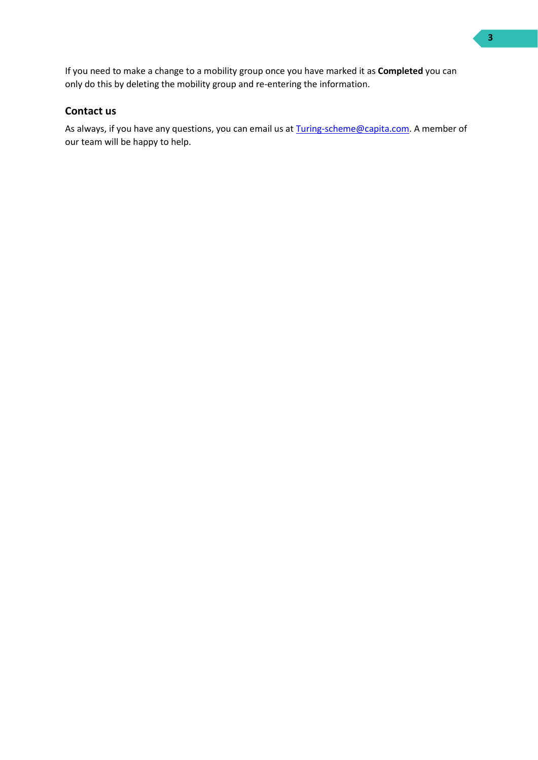If you need to make a change to a mobility group once you have marked it as **Completed** you can only do this by deleting the mobility group and re-entering the information.

## Contact us

As always, if you have any questions, you can email us at [Turing-scheme@capita.com](mailto:Turing-scheme@capita.com). A member of our team will be happy to help.